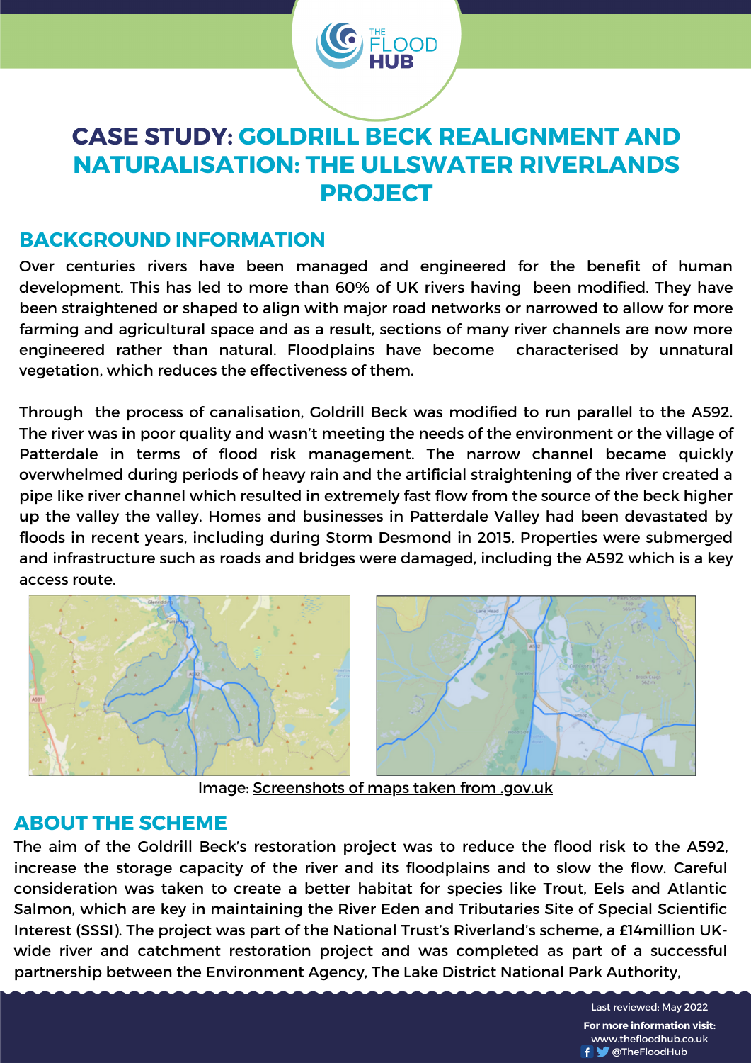# CASE STUDY: GOLDRILL BECK REALIGNMENT AND NATURALISATION: THE ULLSWATER RIVERLANDS PROJECT

## BACKGROUND INFORMATION

Over centuries rivers have been managed and engineered for the benefit of human development. This has led to more than 60% of UK rivers having been modified. They have been straightened or shaped to align with major road networks or narrowed to allow for more farming and agricultural space and as a result, sections of many river channels are now more engineered rather than natural. Floodplains have become characterised by unnatural vegetation, which reduces the effectiveness of them.

Through the process of canalisation, Goldrill Beck was modified to run parallel to the A592. The river was in poor quality and wasn't meeting the needs of the environment or the village of Patterdale in terms of flood risk management. The narrow channel became quickly overwhelmed during periods of heavy rain and the artificial straightening of the river created a pipe like river channel which resulted in extremely fast flow from the source of the beck higher up the valley the valley. Homes and businesses in Patterdale Valley had been devastated by floods in recent years, including during Storm Desmond in 2015. Properties were submerged and infrastructure such as roads and bridges were damaged, including the A592 which is a key access route.

Image: Screenshots of maps taken from .gov.uk

## ABOUT THE SCHEME

The aim of the Goldrill Beck's restoration project was to reduce the flood risk to the A592, increase the storage capacity of the river and its floodplains and to slow the flow. Careful consideration was taken to create a better habitat for species like Trout, Eels and Atlantic Salmon, which are key in maintaining the River Eden and Tributaries Site of Special Scientific Interest (SSSI). The project was part of the National Trust's Riverland's scheme, a £14million UK-wide river and catchment restoration project and was completed as part of a successful partnership between the Environment Agency, The Lake District National Park Authority,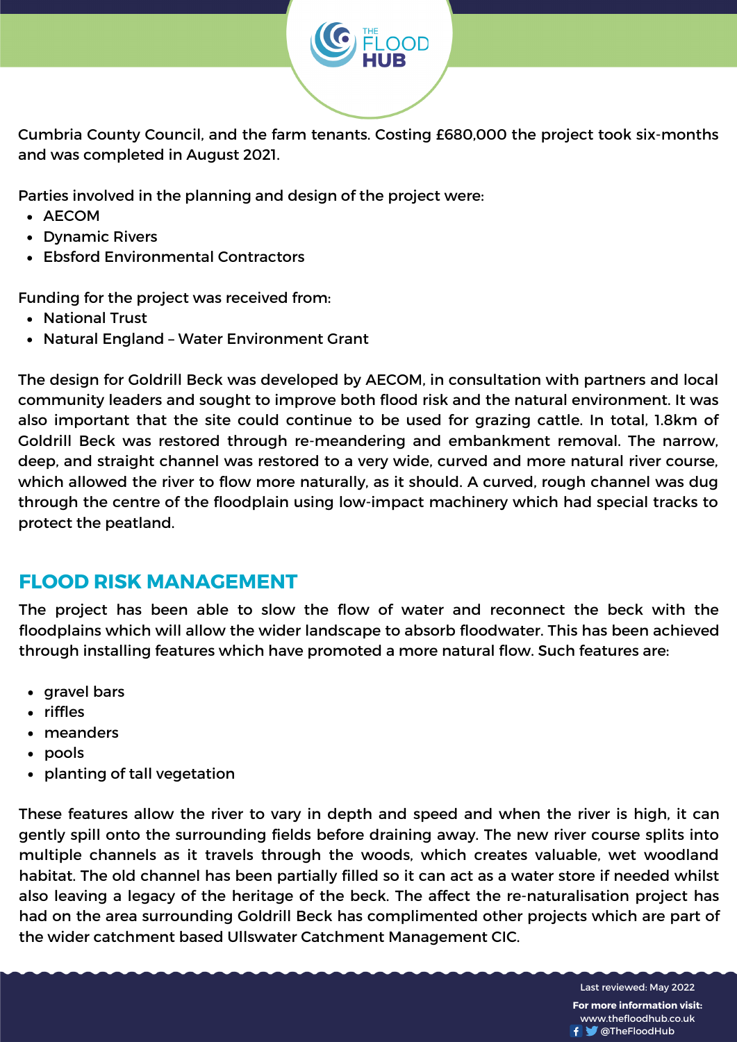Cumbria County Council, and the farm tenants. Costing £680,000 the project took six-months and was completed in August 2021.

Parties involved in the planning and design of the project were:

- AECOM
- Dynamic Rivers
- Ebsford Environmental Contractors

Funding for the project was received from:

- National Trust
- Natural England – Water Environment Grant

The design for Goldrill Beck was developed by AECOM, in consultation with partners and local community leaders and sought to improve both flood risk and the natural environment. It was also important that the site could continue to be used for grazing cattle. In total, 1.8km of Goldrill Beck was restored through re-meandering and embankment removal. The narrow, deep, and straight channel was restored to a very wide, curved and more natural river course, which allowed the river to flow more naturally, as it should. A curved, rough channel was dug through the centre of the floodplain using low-impact machinery which had special tracks to protect the peatland.

## FLOOD RISK MANAGEMENT

The project has been able to slow the flow of water and reconnect the beck with the floodplains which will allow the wider landscape to absorb floodwater. This has been achieved through installing features which have promoted a more natural flow. Such features are:

- gravel bars
- riffles
- meanders
- pools
- planting of tall vegetation

These features allow the river to vary in depth and speed and when the river is high, it can gently spill onto the surrounding fields before draining away. The new river course splits into multiple channels as it travels through the woods, which creates valuable, wet woodland habitat. The old channel has been partially filled so it can act as a water store if needed whilst also leaving a legacy of the heritage of the beck. The affect the re-naturalisation project has had on the area surrounding Goldrill Beck has complimented other projects which are part of the wider catchment based Ullswater Catchment Management CIC.

Last reviewed: May 2022

**For more information visit:**
www.thefloodhub.co.uk
@TheFloodHub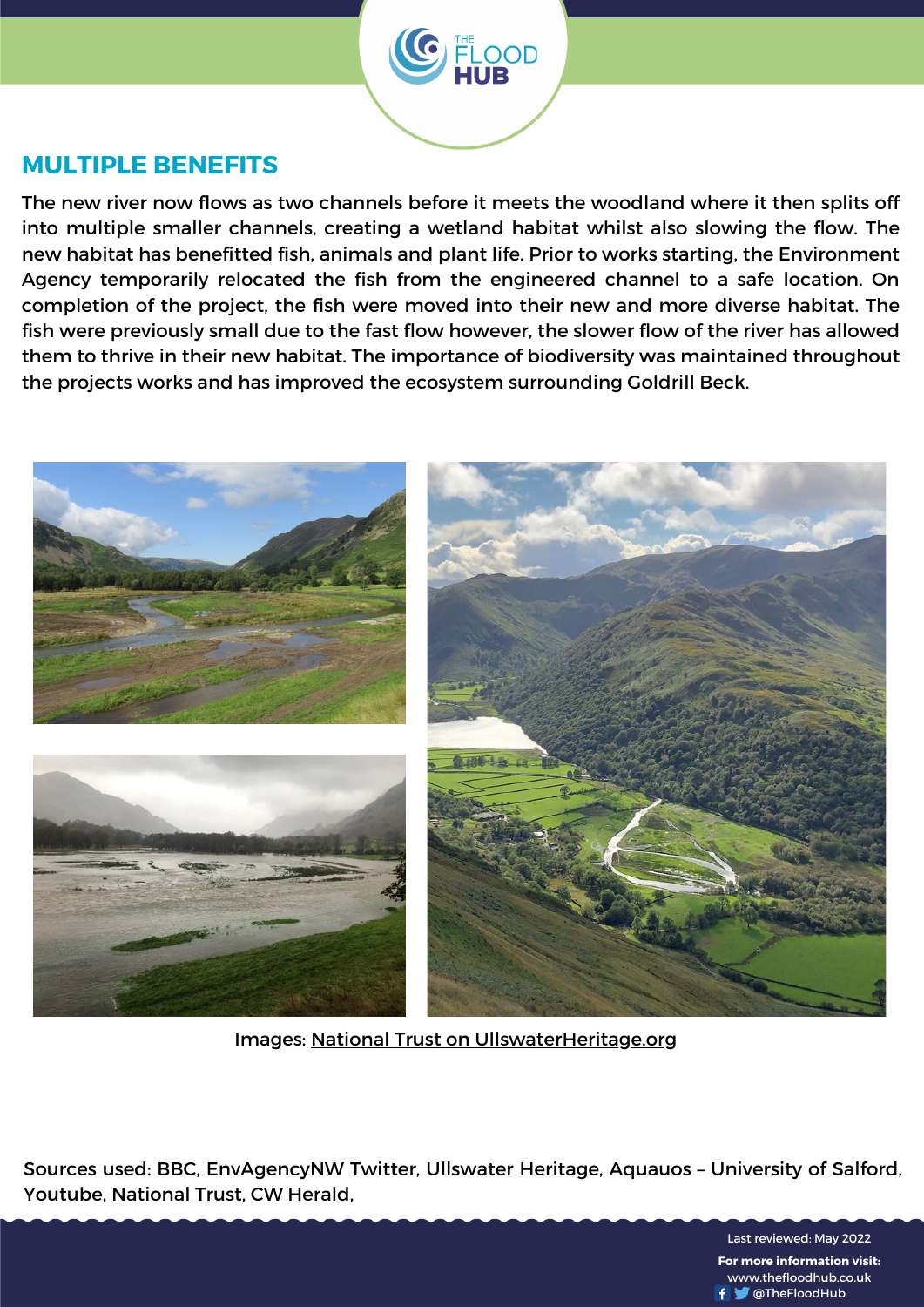## MULTIPLE BENEFITS

The new river now flows as two channels before it meets the woodland where it then splits off into multiple smaller channels, creating a wetland habitat whilst also slowing the flow. The new habitat has benefitted fish, animals and plant life. Prior to works starting, the Environment Agency temporarily relocated the fish from the engineered channel to a safe location. On completion of the project, the fish were moved into their new and more diverse habitat. The fish were previously small due to the fast flow however, the slower flow of the river has allowed them to thrive in their new habitat. The importance of biodiversity was maintained throughout the projects works and has improved the ecosystem surrounding Goldrill Beck.

Images: National Trust on UllswaterHeritage.org

Sources used: BBC, EnvAgencyNW Twitter, Ullswater Heritage, Aquauos – University of Salford, Youtube, National Trust, CW Herald,

Last reviewed: May 2022

**For more information visit:**
www.thefloodhub.co.uk
@TheFloodHub